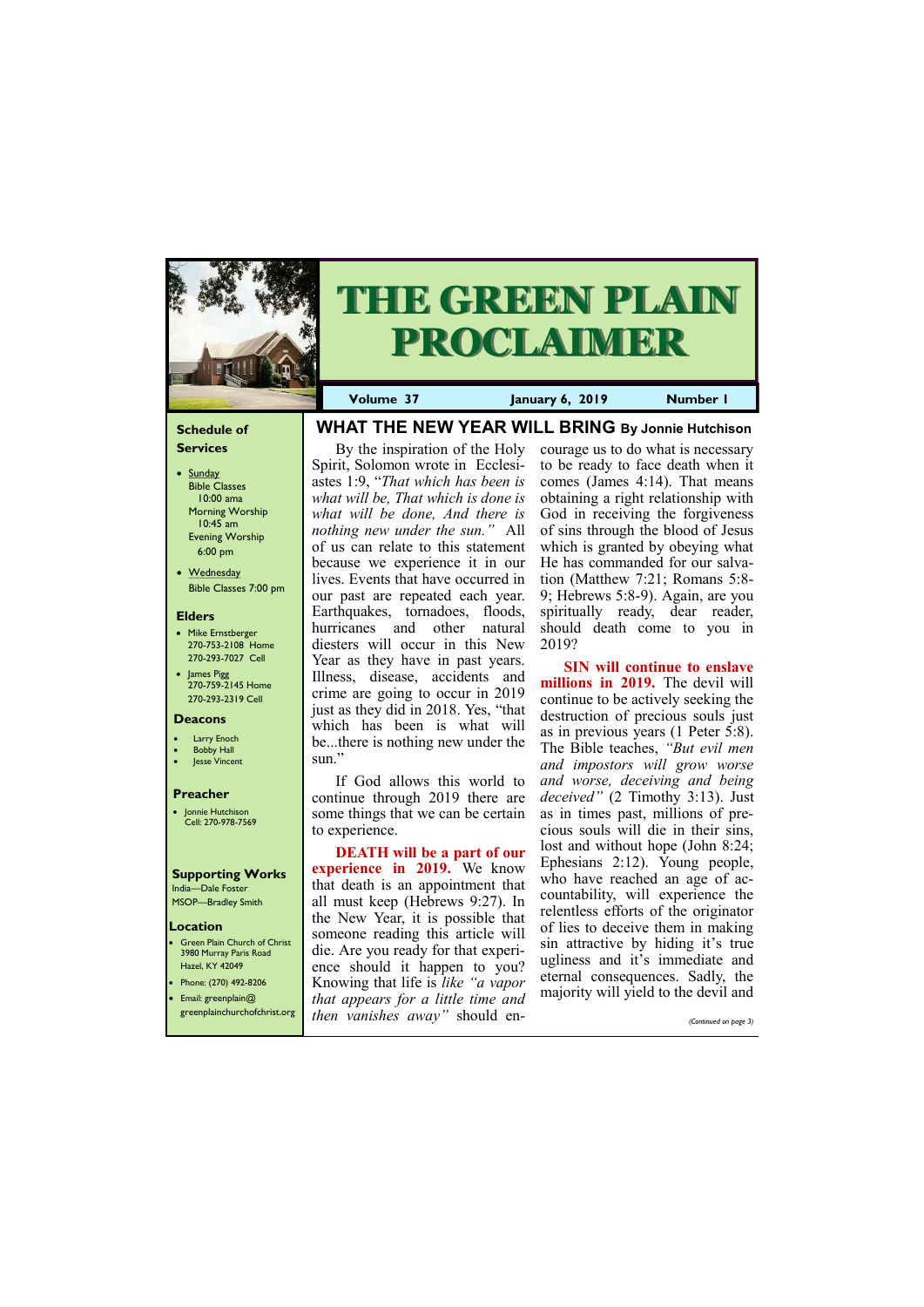# THE GREEN PLAIN PROCLAIMER

**Volume 37** **January 6, 2019** **Number 1**

### Schedule of Services

- Sunday
  Bible Classes 10:00 ama
  Morning Worship 10:45 am
  Evening Worship 6:00 pm
- Wednesday
  Bible Classes 7:00 pm

### Elders

- Mike Ernstberger
  270-753-2108 Home
  270-293-7027 Cell
- James Pigg
  270-759-2145 Home
  270-293-2319 Cell

### Deacons

- Larry Enoch
- Bobby Hall
- Jesse Vincent

### Preacher

- Jonnie Hutchison
  Cell: 270-978-7569

### Supporting Works

India—Dale Foster
MSOP—Bradley Smith

### Location

- Green Plain Church of Christ
  3980 Murray Paris Road
  Hazel, KY 42049
- Phone: (270) 492-8206
- Email: greenplain@greenplainchurchofchrist.org

## WHAT THE NEW YEAR WILL BRING By Jonnie Hutchison

By the inspiration of the Holy Spirit, Solomon wrote in Ecclesiastes 1:9, "*That which has been is what will be, That which is done is what will be done, And there is nothing new under the sun.*" All of us can relate to this statement because we experience it in our lives. Events that have occurred in our past are repeated each year. Earthquakes, tornadoes, floods, hurricanes and other natural diesters will occur in this New Year as they have in past years. Illness, disease, accidents and crime are going to occur in 2019 just as they did in 2018. Yes, "that which has been is what will be...there is nothing new under the sun."

If God allows this world to continue through 2019 there are some things that we can be certain to experience.

**DEATH will be a part of our experience in 2019.** We know that death is an appointment that all must keep (Hebrews 9:27). In the New Year, it is possible that someone reading this article will die. Are you ready for that experience should it happen to you? Knowing that life is *like "a vapor that appears for a little time and then vanishes away"* should encourage us to do what is necessary to be ready to face death when it comes (James 4:14). That means obtaining a right relationship with God in receiving the forgiveness of sins through the blood of Jesus which is granted by obeying what He has commanded for our salvation (Matthew 7:21; Romans 5:8-9; Hebrews 5:8-9). Again, are you spiritually ready, dear reader, should death come to you in 2019?

**SIN will continue to enslave millions in 2019.** The devil will continue to be actively seeking the destruction of precious souls just as in previous years (1 Peter 5:8). The Bible teaches, *"But evil men and impostors will grow worse and worse, deceiving and being deceived"* (2 Timothy 3:13). Just as in times past, millions of precious souls will die in their sins, lost and without hope (John 8:24; Ephesians 2:12). Young people, who have reached an age of accountability, will experience the relentless efforts of the originator of lies to deceive them in making sin attractive by hiding it's true ugliness and it's immediate and eternal consequences. Sadly, the majority will yield to the devil and

*(Continued on page 3)*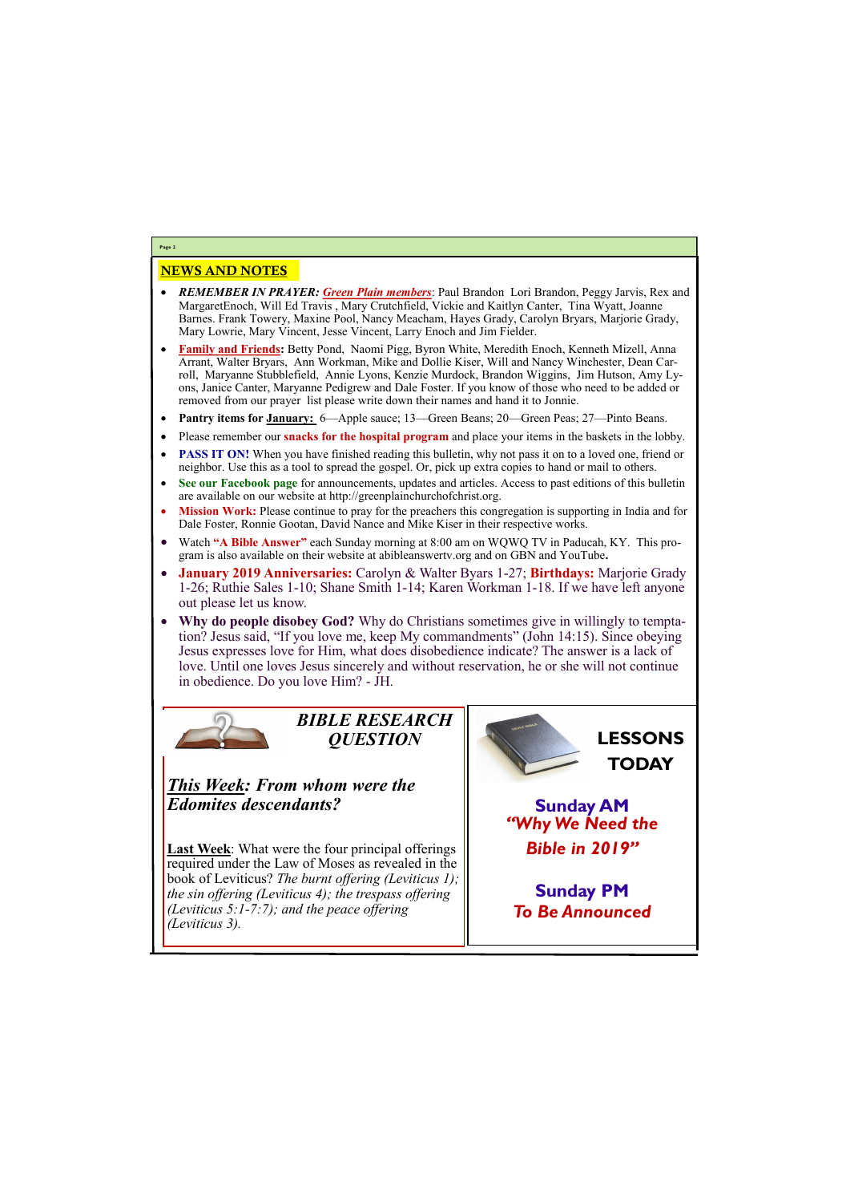## NEWS AND NOTES

- ***REMEMBER IN PRAYER:*** ***Green Plain members***: Paul Brandon Lori Brandon, Peggy Jarvis, Rex and MargaretEnoch, Will Ed Travis , Mary Crutchfield, Vickie and Kaitlyn Canter, Tina Wyatt, Joanne Barnes. Frank Towery, Maxine Pool, Nancy Meacham, Hayes Grady, Carolyn Bryars, Marjorie Grady, Mary Lowrie, Mary Vincent, Jesse Vincent, Larry Enoch and Jim Fielder.
- **Family and Friends:** Betty Pond, Naomi Pigg, Byron White, Meredith Enoch, Kenneth Mizell, Anna Arrant, Walter Bryars, Ann Workman, Mike and Dollie Kiser, Will and Nancy Winchester, Dean Carroll, Maryanne Stubblefield, Annie Lyons, Kenzie Murdock, Brandon Wiggins, Jim Hutson, Amy Lyons, Janice Canter, Maryanne Pedigrew and Dale Foster. If you know of those who need to be added or removed from our prayer list please write down their names and hand it to Jonnie.
- **Pantry items for January:** 6—Apple sauce; 13—Green Beans; 20—Green Peas; 27—Pinto Beans.
- Please remember our **snacks for the hospital program** and place your items in the baskets in the lobby.
- **PASS IT ON!** When you have finished reading this bulletin, why not pass it on to a loved one, friend or neighbor. Use this as a tool to spread the gospel. Or, pick up extra copies to hand or mail to others.
- **See our Facebook page** for announcements, updates and articles. Access to past editions of this bulletin are available on our website at http://greenplainchurchofchrist.org.
- **Mission Work:** Please continue to pray for the preachers this congregation is supporting in India and for Dale Foster, Ronnie Gootan, David Nance and Mike Kiser in their respective works.
- Watch **"A Bible Answer"** each Sunday morning at 8:00 am on WQWQ TV in Paducah, KY. This program is also available on their website at abibleanswertv.org and on GBN and YouTube**.**
- **January 2019 Anniversaries:** Carolyn & Walter Byars 1-27; **Birthdays:** Marjorie Grady 1-26; Ruthie Sales 1-10; Shane Smith 1-14; Karen Workman 1-18. If we have left anyone out please let us know.
- **Why do people disobey God?** Why do Christians sometimes give in willingly to temptation? Jesus said, "If you love me, keep My commandments" (John 14:15). Since obeying Jesus expresses love for Him, what does disobedience indicate? The answer is a lack of love. Until one loves Jesus sincerely and without reservation, he or she will not continue in obedience. Do you love Him? - JH.

### *BIBLE RESEARCH QUESTION*

***This Week*: From whom were the Edomites descendants?**

**Last Week**: What were the four principal offerings required under the Law of Moses as revealed in the book of Leviticus? *The burnt offering (Leviticus 1); the sin offering (Leviticus 4); the trespass offering (Leviticus 5:1-7:7); and the peace offering (Leviticus 3).*

### LESSONS TODAY

**Sunday AM**
***"Why We Need the Bible in 2019"***

**Sunday PM**
***To Be Announced***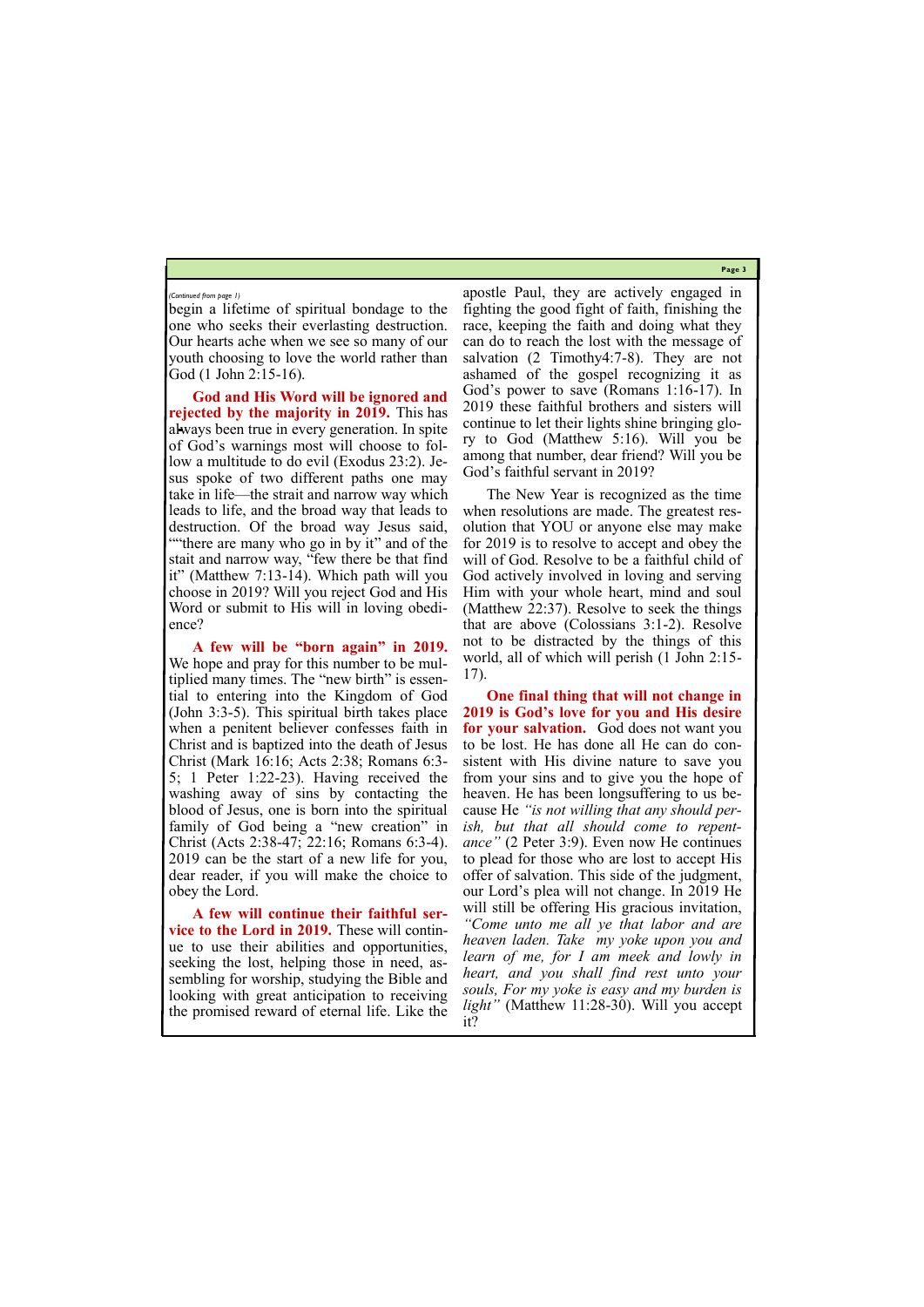*(Continued from page 1)*

begin a lifetime of spiritual bondage to the one who seeks their everlasting destruction. Our hearts ache when we see so many of our youth choosing to love the world rather than God (1 John 2:15-16).

**God and His Word will be ignored and rejected by the majority in 2019.** This has always been true in every generation. In spite of God's warnings most will choose to follow a multitude to do evil (Exodus 23:2). Jesus spoke of two different paths one may take in life—the strait and narrow way which leads to life, and the broad way that leads to destruction. Of the broad way Jesus said, ""there are many who go in by it" and of the stait and narrow way, "few there be that find it" (Matthew 7:13-14). Which path will you choose in 2019? Will you reject God and His Word or submit to His will in loving obedience?

**A few will be "born again" in 2019.** We hope and pray for this number to be multiplied many times. The "new birth" is essential to entering into the Kingdom of God (John 3:3-5). This spiritual birth takes place when a penitent believer confesses faith in Christ and is baptized into the death of Jesus Christ (Mark 16:16; Acts 2:38; Romans 6:3-5; 1 Peter 1:22-23). Having received the washing away of sins by contacting the blood of Jesus, one is born into the spiritual family of God being a "new creation" in Christ (Acts 2:38-47; 22:16; Romans 6:3-4). 2019 can be the start of a new life for you, dear reader, if you will make the choice to obey the Lord.

**A few will continue their faithful service to the Lord in 2019.** These will continue to use their abilities and opportunities, seeking the lost, helping those in need, assembling for worship, studying the Bible and looking with great anticipation to receiving the promised reward of eternal life. Like the apostle Paul, they are actively engaged in fighting the good fight of faith, finishing the race, keeping the faith and doing what they can do to reach the lost with the message of salvation (2 Timothy4:7-8). They are not ashamed of the gospel recognizing it as God's power to save (Romans 1:16-17). In 2019 these faithful brothers and sisters will continue to let their lights shine bringing glory to God (Matthew 5:16). Will you be among that number, dear friend? Will you be God's faithful servant in 2019?

The New Year is recognized as the time when resolutions are made. The greatest resolution that YOU or anyone else may make for 2019 is to resolve to accept and obey the will of God. Resolve to be a faithful child of God actively involved in loving and serving Him with your whole heart, mind and soul (Matthew 22:37). Resolve to seek the things that are above (Colossians 3:1-2). Resolve not to be distracted by the things of this world, all of which will perish (1 John 2:15-17).

**One final thing that will not change in 2019 is God's love for you and His desire for your salvation.** God does not want you to be lost. He has done all He can do consistent with His divine nature to save you from your sins and to give you the hope of heaven. He has been longsuffering to us because He *"is not willing that any should perish, but that all should come to repentance"* (2 Peter 3:9). Even now He continues to plead for those who are lost to accept His offer of salvation. This side of the judgment, our Lord's plea will not change. In 2019 He will still be offering His gracious invitation, *"Come unto me all ye that labor and are heaven laden. Take my yoke upon you and learn of me, for I am meek and lowly in heart, and you shall find rest unto your souls, For my yoke is easy and my burden is light"* (Matthew 11:28-30). Will you accept it?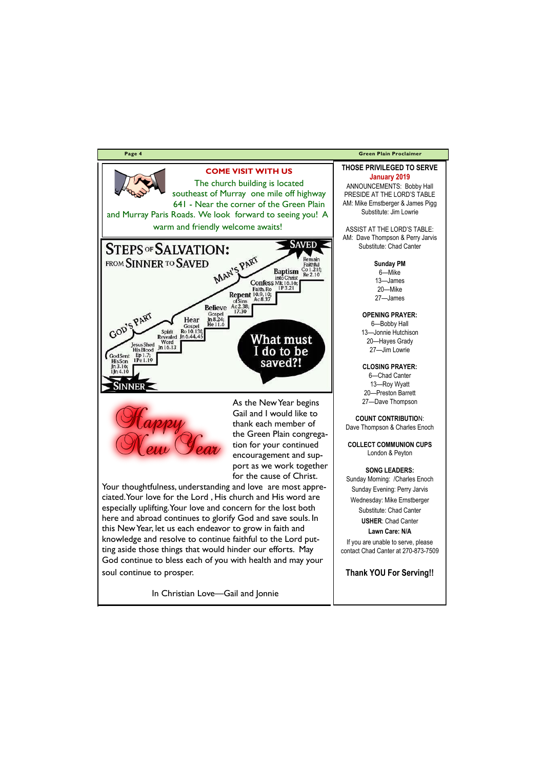## COME VISIT WITH US

The church building is located southeast of Murray one mile off highway 641 - Near the corner of the Green Plain and Murray Paris Roads. We look forward to seeing you! A warm and friendly welcome awaits!

STEPS OF SALVATION:
FROM SINNER TO SAVED

SAVED

MAN'S PART

Remain Faithful Co 1.21f; Re 2.10

Baptism into Christ

Confess Mk 16.16; Faith, Ro 1P 3.21

Repent of Sins 10.9, 10; Ac 8.37

Believe Gospel Ac 2.38; 17.30

Hear Gospel Jn 8.24; He 11.6

GOD'S PART

Spirit Revealed Word Ro 10.13f; Jn 6.44,45

Jesus Shed His Blood Jn 16.13

God Sent His Son Ep 1.7; 1Pe 1.19

Jn 3.16; 1Jn 4.10

SINNER

What must I do to be saved?!

Happy New Year

As the New Year begins Gail and I would like to thank each member of the Green Plain congregation for your continued encouragement and support as we work together for the cause of Christ. Your thoughtfulness, understanding and love are most appreciated. Your love for the Lord , His church and His word are especially uplifting. Your love and concern for the lost both here and abroad continues to glorify God and save souls. In this New Year, let us each endeavor to grow in faith and knowledge and resolve to continue faithful to the Lord putting aside those things that would hinder our efforts. May God continue to bless each of you with health and may your soul continue to prosper.

In Christian Love—Gail and Jonnie

## THOSE PRIVILEGED TO SERVE

### January 2019

ANNOUNCEMENTS: Bobby Hall
PRESIDE AT THE LORD'S TABLE
AM: Mike Ernstberger & James Pigg
Substitute: Jim Lowrie

ASSIST AT THE LORD'S TABLE:
AM: Dave Thompson & Perry Jarvis
Substitute: Chad Canter

**Sunday PM**
6—Mike
13—James
20—Mike
27—James

**OPENING PRAYER:**
6—Bobby Hall
13—Jonnie Hutchison
20—Hayes Grady
27—Jim Lowrie

**CLOSING PRAYER:**
6—Chad Canter
13—Roy Wyatt
20—Preston Barrett
27—Dave Thompson

**COUNT CONTRIBUTION:**
Dave Thompson & Charles Enoch

**COLLECT COMMUNION CUPS**
London & Peyton

**SONG LEADERS:**
Sunday Morning: /Charles Enoch
Sunday Evening: Perry Jarvis
Wednesday: Mike Ernstberger
Substitute: Chad Canter

**USHER**: Chad Canter

**Lawn Care: N/A**

If you are unable to serve, please contact Chad Canter at 270-873-7509

**Thank YOU For Serving!!**